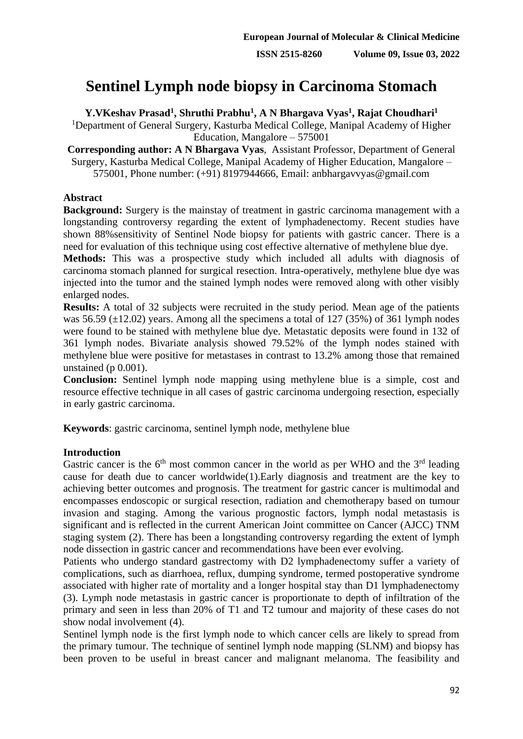# Sentinel Lymph node biopsy in Carcinoma Stomach

**Y.VKeshav Prasad[1], Shruthi Prabhu[1], A N Bhargava Vyas[1], Rajat Choudhari[1]**

[1]Department of General Surgery, Kasturba Medical College, Manipal Academy of Higher Education, Mangalore – 575001

**Corresponding author: A N Bhargava Vyas**, Assistant Professor, Department of General Surgery, Kasturba Medical College, Manipal Academy of Higher Education, Mangalore – 575001, Phone number: (+91) 8197944666, Email: anbhargavvyas@gmail.com

## Abstract

**Background:** Surgery is the mainstay of treatment in gastric carcinoma management with a longstanding controversy regarding the extent of lymphadenectomy. Recent studies have shown 88%sensitivity of Sentinel Node biopsy for patients with gastric cancer. There is a need for evaluation of this technique using cost effective alternative of methylene blue dye.

**Methods:** This was a prospective study which included all adults with diagnosis of carcinoma stomach planned for surgical resection. Intra-operatively, methylene blue dye was injected into the tumor and the stained lymph nodes were removed along with other visibly enlarged nodes.

**Results:** A total of 32 subjects were recruited in the study period. Mean age of the patients was 56.59 (±12.02) years. Among all the specimens a total of 127 (35%) of 361 lymph nodes were found to be stained with methylene blue dye. Metastatic deposits were found in 132 of 361 lymph nodes. Bivariate analysis showed 79.52% of the lymph nodes stained with methylene blue were positive for metastases in contrast to 13.2% among those that remained unstained (p 0.001).

**Conclusion:** Sentinel lymph node mapping using methylene blue is a simple, cost and resource effective technique in all cases of gastric carcinoma undergoing resection, especially in early gastric carcinoma.

**Keywords**: gastric carcinoma, sentinel lymph node, methylene blue

## Introduction

Gastric cancer is the 6th most common cancer in the world as per WHO and the 3rd leading cause for death due to cancer worldwide(1).Early diagnosis and treatment are the key to achieving better outcomes and prognosis. The treatment for gastric cancer is multimodal and encompasses endoscopic or surgical resection, radiation and chemotherapy based on tumour invasion and staging. Among the various prognostic factors, lymph nodal metastasis is significant and is reflected in the current American Joint committee on Cancer (AJCC) TNM staging system (2). There has been a longstanding controversy regarding the extent of lymph node dissection in gastric cancer and recommendations have been ever evolving.

Patients who undergo standard gastrectomy with D2 lymphadenectomy suffer a variety of complications, such as diarrhoea, reflux, dumping syndrome, termed postoperative syndrome associated with higher rate of mortality and a longer hospital stay than D1 lymphadenectomy (3). Lymph node metastasis in gastric cancer is proportionate to depth of infiltration of the primary and seen in less than 20% of T1 and T2 tumour and majority of these cases do not show nodal involvement (4).

Sentinel lymph node is the first lymph node to which cancer cells are likely to spread from the primary tumour. The technique of sentinel lymph node mapping (SLNM) and biopsy has been proven to be useful in breast cancer and malignant melanoma. The feasibility and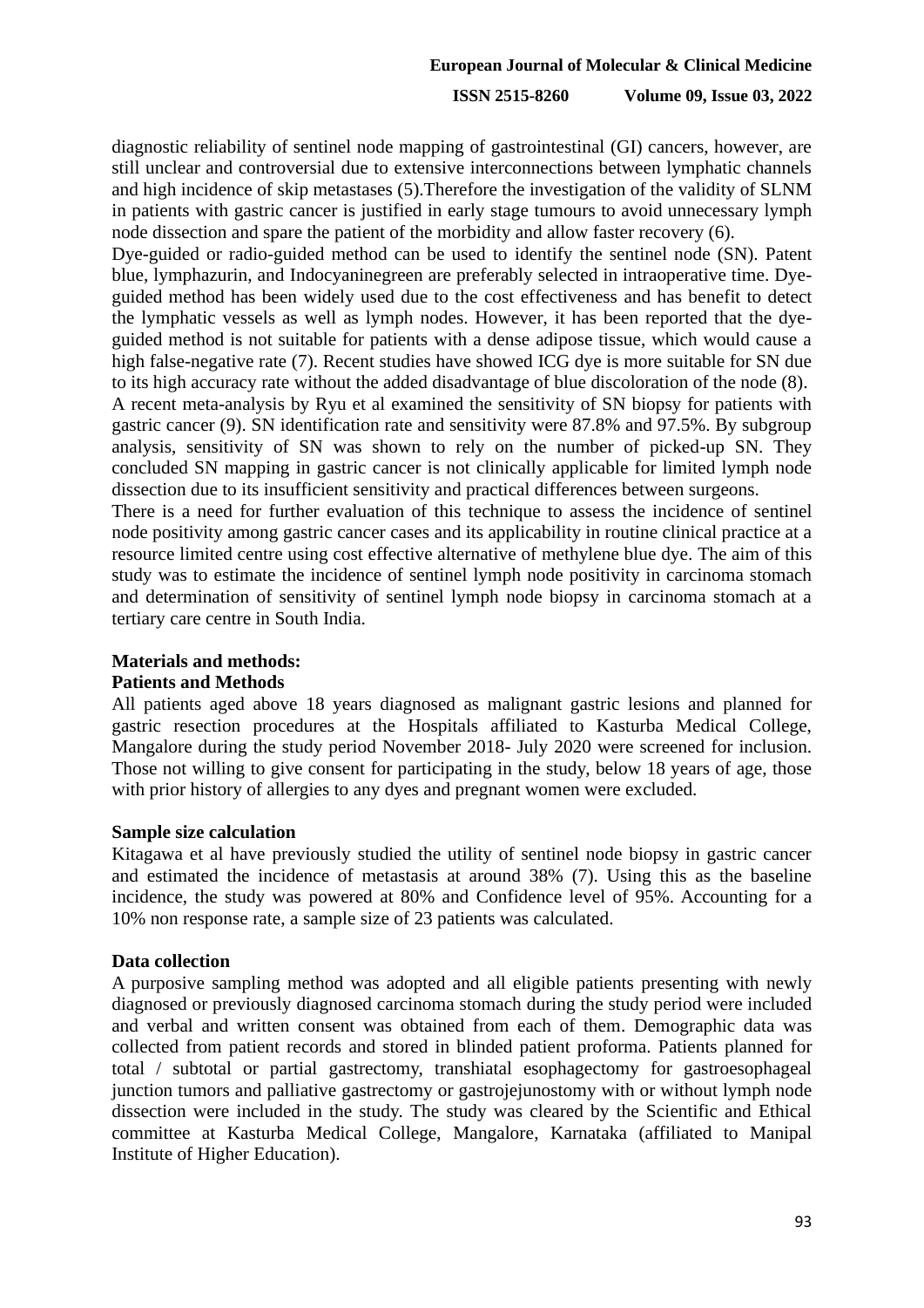diagnostic reliability of sentinel node mapping of gastrointestinal (GI) cancers, however, are still unclear and controversial due to extensive interconnections between lymphatic channels and high incidence of skip metastases (5).Therefore the investigation of the validity of SLNM in patients with gastric cancer is justified in early stage tumours to avoid unnecessary lymph node dissection and spare the patient of the morbidity and allow faster recovery (6).

Dye-guided or radio-guided method can be used to identify the sentinel node (SN). Patent blue, lymphazurin, and Indocyaninegreen are preferably selected in intraoperative time. Dye-guided method has been widely used due to the cost effectiveness and has benefit to detect the lymphatic vessels as well as lymph nodes. However, it has been reported that the dye-guided method is not suitable for patients with a dense adipose tissue, which would cause a high false-negative rate (7). Recent studies have showed ICG dye is more suitable for SN due to its high accuracy rate without the added disadvantage of blue discoloration of the node (8).

A recent meta-analysis by Ryu et al examined the sensitivity of SN biopsy for patients with gastric cancer (9). SN identification rate and sensitivity were 87.8% and 97.5%. By subgroup analysis, sensitivity of SN was shown to rely on the number of picked-up SN. They concluded SN mapping in gastric cancer is not clinically applicable for limited lymph node dissection due to its insufficient sensitivity and practical differences between surgeons.

There is a need for further evaluation of this technique to assess the incidence of sentinel node positivity among gastric cancer cases and its applicability in routine clinical practice at a resource limited centre using cost effective alternative of methylene blue dye. The aim of this study was to estimate the incidence of sentinel lymph node positivity in carcinoma stomach and determination of sensitivity of sentinel lymph node biopsy in carcinoma stomach at a tertiary care centre in South India.

## Materials and methods:

### Patients and Methods

All patients aged above 18 years diagnosed as malignant gastric lesions and planned for gastric resection procedures at the Hospitals affiliated to Kasturba Medical College, Mangalore during the study period November 2018- July 2020 were screened for inclusion. Those not willing to give consent for participating in the study, below 18 years of age, those with prior history of allergies to any dyes and pregnant women were excluded.

### Sample size calculation

Kitagawa et al have previously studied the utility of sentinel node biopsy in gastric cancer and estimated the incidence of metastasis at around 38% (7). Using this as the baseline incidence, the study was powered at 80% and Confidence level of 95%. Accounting for a 10% non response rate, a sample size of 23 patients was calculated.

### Data collection

A purposive sampling method was adopted and all eligible patients presenting with newly diagnosed or previously diagnosed carcinoma stomach during the study period were included and verbal and written consent was obtained from each of them. Demographic data was collected from patient records and stored in blinded patient proforma. Patients planned for total / subtotal or partial gastrectomy, transhiatal esophagectomy for gastroesophageal junction tumors and palliative gastrectomy or gastrojejunostomy with or without lymph node dissection were included in the study. The study was cleared by the Scientific and Ethical committee at Kasturba Medical College, Mangalore, Karnataka (affiliated to Manipal Institute of Higher Education).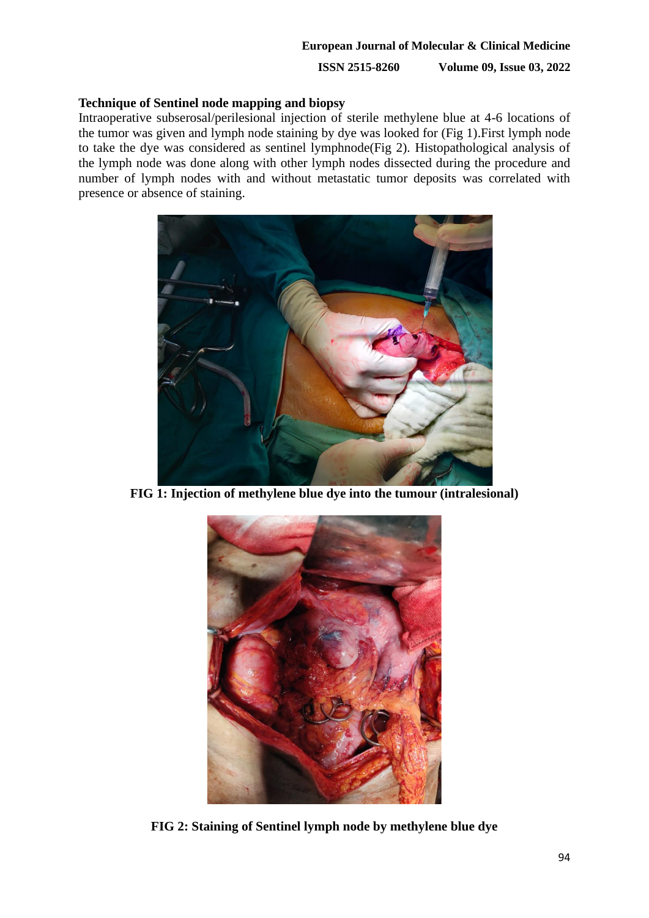### Technique of Sentinel node mapping and biopsy

Intraoperative subserosal/perilesional injection of sterile methylene blue at 4-6 locations of the tumor was given and lymph node staining by dye was looked for (Fig 1).First lymph node to take the dye was considered as sentinel lymphnode(Fig 2). Histopathological analysis of the lymph node was done along with other lymph nodes dissected during the procedure and number of lymph nodes with and without metastatic tumor deposits was correlated with presence or absence of staining.

**FIG 1: Injection of methylene blue dye into the tumour (intralesional)**

**FIG 2: Staining of Sentinel lymph node by methylene blue dye**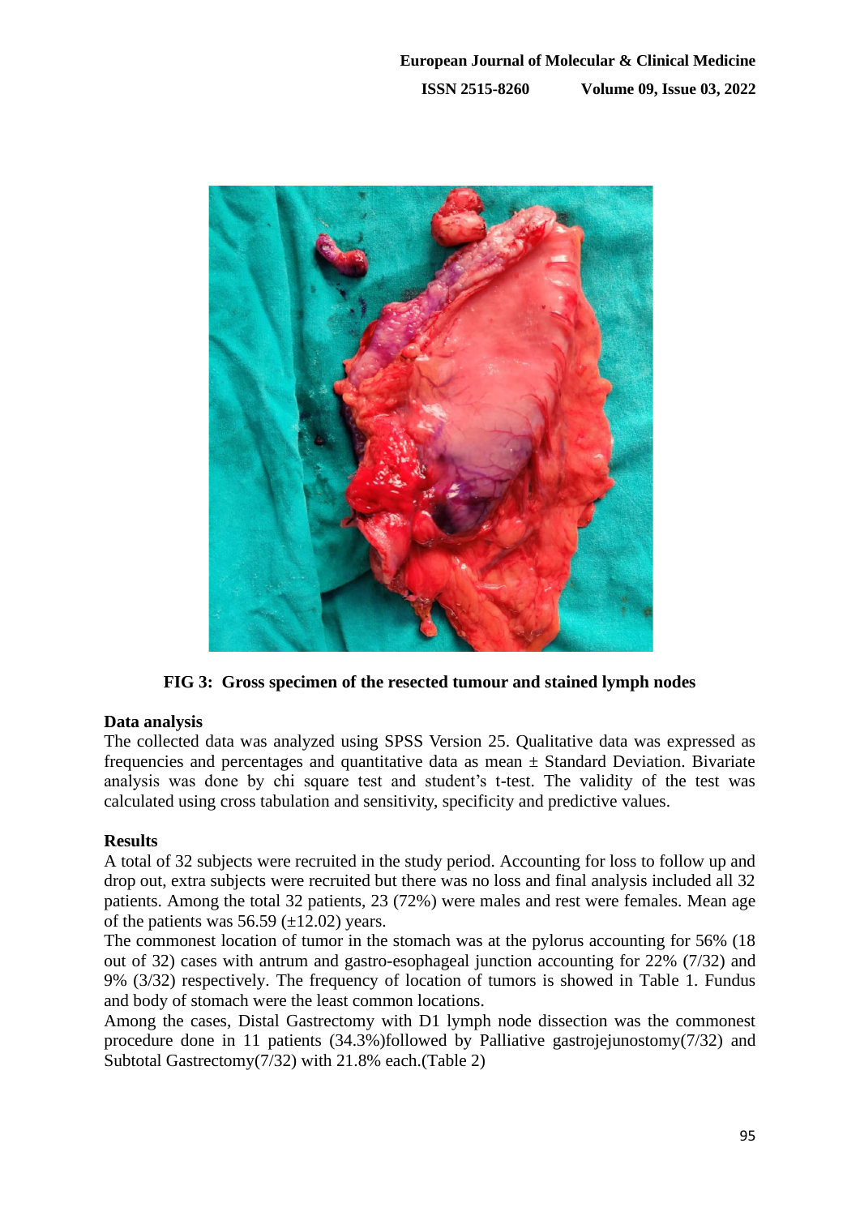**FIG 3: Gross specimen of the resected tumour and stained lymph nodes**

**Data analysis**

The collected data was analyzed using SPSS Version 25. Qualitative data was expressed as frequencies and percentages and quantitative data as mean ± Standard Deviation. Bivariate analysis was done by chi square test and student's t-test. The validity of the test was calculated using cross tabulation and sensitivity, specificity and predictive values.

**Results**

A total of 32 subjects were recruited in the study period. Accounting for loss to follow up and drop out, extra subjects were recruited but there was no loss and final analysis included all 32 patients. Among the total 32 patients, 23 (72%) were males and rest were females. Mean age of the patients was 56.59 (±12.02) years.

The commonest location of tumor in the stomach was at the pylorus accounting for 56% (18 out of 32) cases with antrum and gastro-esophageal junction accounting for 22% (7/32) and 9% (3/32) respectively. The frequency of location of tumors is showed in Table 1. Fundus and body of stomach were the least common locations.

Among the cases, Distal Gastrectomy with D1 lymph node dissection was the commonest procedure done in 11 patients (34.3%)followed by Palliative gastrojejunostomy(7/32) and Subtotal Gastrectomy(7/32) with 21.8% each.(Table 2)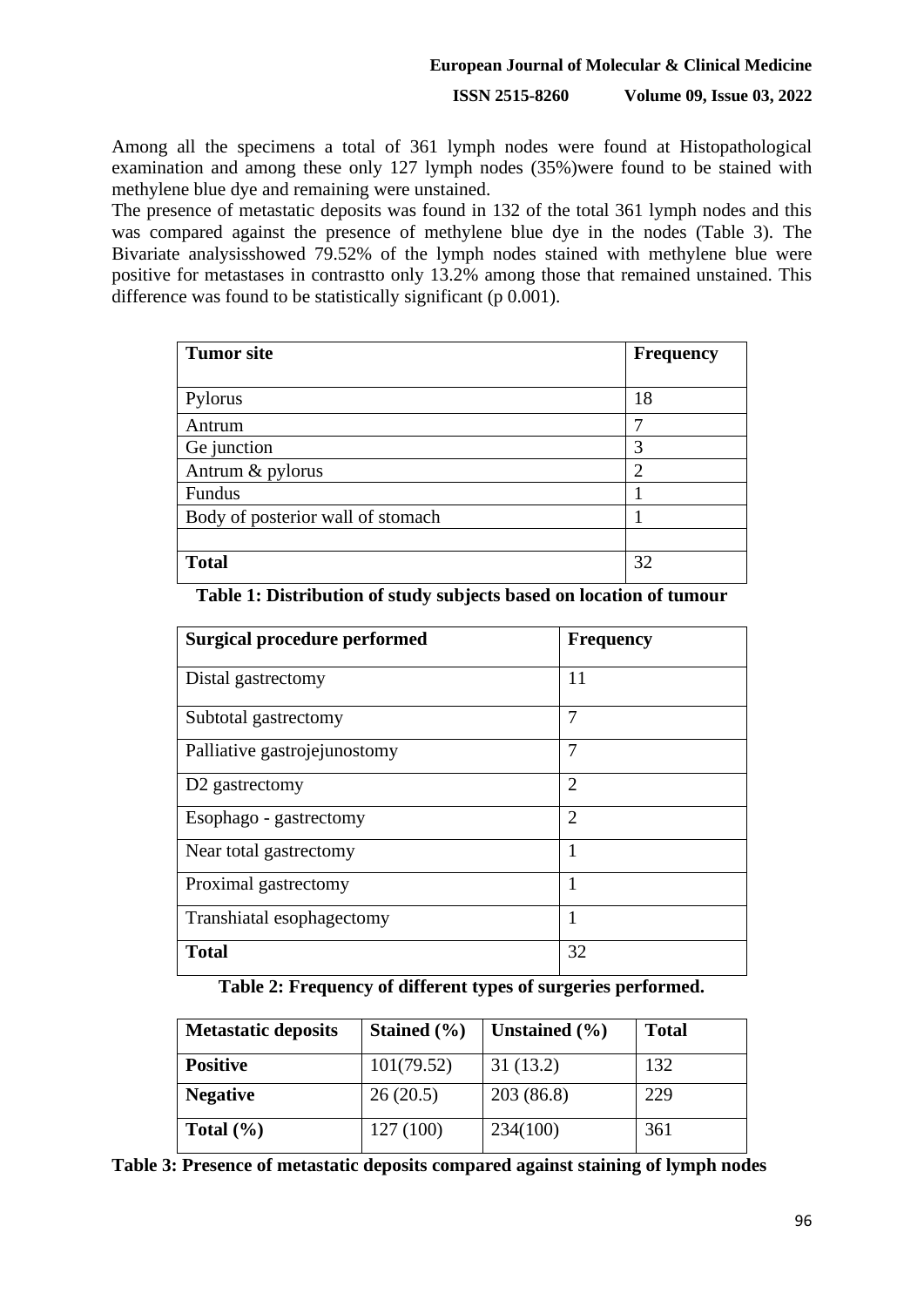Among all the specimens a total of 361 lymph nodes were found at Histopathological examination and among these only 127 lymph nodes (35%)were found to be stained with methylene blue dye and remaining were unstained.

The presence of metastatic deposits was found in 132 of the total 361 lymph nodes and this was compared against the presence of methylene blue dye in the nodes (Table 3). The Bivariate analysisshowed 79.52% of the lymph nodes stained with methylene blue were positive for metastases in contrastto only 13.2% among those that remained unstained. This difference was found to be statistically significant (p 0.001).

| **Tumor site** | **Frequency** |
|---|---|
| Pylorus | 18 |
| Antrum | 7 |
| Ge junction | 3 |
| Antrum & pylorus | 2 |
| Fundus | 1 |
| Body of posterior wall of stomach | 1 |
| | |
| **Total** | 32 |

**Table 1: Distribution of study subjects based on location of tumour**

| **Surgical procedure performed** | **Frequency** |
|---|---|
| Distal gastrectomy | 11 |
| Subtotal gastrectomy | 7 |
| Palliative gastrojejunostomy | 7 |
| D2 gastrectomy | 2 |
| Esophago - gastrectomy | 2 |
| Near total gastrectomy | 1 |
| Proximal gastrectomy | 1 |
| Transhiatal esophagectomy | 1 |
| **Total** | 32 |

**Table 2: Frequency of different types of surgeries performed.**

| **Metastatic deposits** | **Stained (%)** | **Unstained (%)** | **Total** |
|---|---|---|---|
| **Positive** | 101(79.52) | 31 (13.2) | 132 |
| **Negative** | 26 (20.5) | 203 (86.8) | 229 |
| **Total (%)** | 127 (100) | 234(100) | 361 |

**Table 3: Presence of metastatic deposits compared against staining of lymph nodes**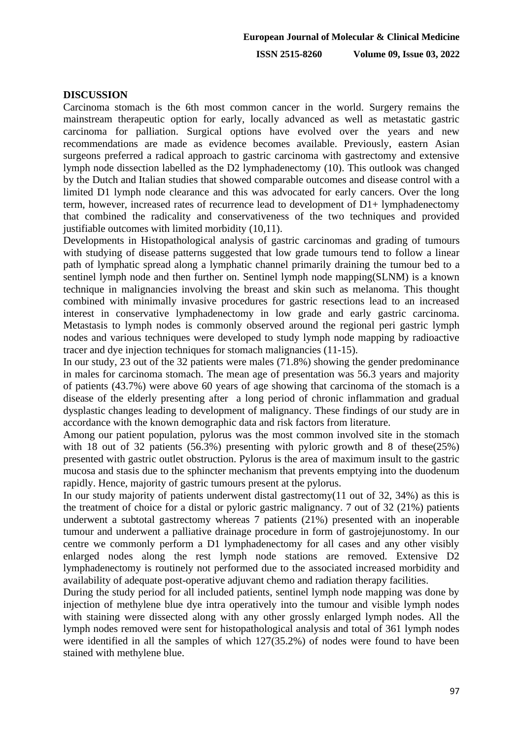## DISCUSSION

Carcinoma stomach is the 6th most common cancer in the world. Surgery remains the mainstream therapeutic option for early, locally advanced as well as metastatic gastric carcinoma for palliation. Surgical options have evolved over the years and new recommendations are made as evidence becomes available. Previously, eastern Asian surgeons preferred a radical approach to gastric carcinoma with gastrectomy and extensive lymph node dissection labelled as the D2 lymphadenectomy (10). This outlook was changed by the Dutch and Italian studies that showed comparable outcomes and disease control with a limited D1 lymph node clearance and this was advocated for early cancers. Over the long term, however, increased rates of recurrence lead to development of D1+ lymphadenectomy that combined the radicality and conservativeness of the two techniques and provided justifiable outcomes with limited morbidity (10,11).

Developments in Histopathological analysis of gastric carcinomas and grading of tumours with studying of disease patterns suggested that low grade tumours tend to follow a linear path of lymphatic spread along a lymphatic channel primarily draining the tumour bed to a sentinel lymph node and then further on. Sentinel lymph node mapping(SLNM) is a known technique in malignancies involving the breast and skin such as melanoma. This thought combined with minimally invasive procedures for gastric resections lead to an increased interest in conservative lymphadenectomy in low grade and early gastric carcinoma. Metastasis to lymph nodes is commonly observed around the regional peri gastric lymph nodes and various techniques were developed to study lymph node mapping by radioactive tracer and dye injection techniques for stomach malignancies (11-15).

In our study, 23 out of the 32 patients were males (71.8%) showing the gender predominance in males for carcinoma stomach. The mean age of presentation was 56.3 years and majority of patients (43.7%) were above 60 years of age showing that carcinoma of the stomach is a disease of the elderly presenting after a long period of chronic inflammation and gradual dysplastic changes leading to development of malignancy. These findings of our study are in accordance with the known demographic data and risk factors from literature.

Among our patient population, pylorus was the most common involved site in the stomach with 18 out of 32 patients (56.3%) presenting with pyloric growth and 8 of these(25%) presented with gastric outlet obstruction. Pylorus is the area of maximum insult to the gastric mucosa and stasis due to the sphincter mechanism that prevents emptying into the duodenum rapidly. Hence, majority of gastric tumours present at the pylorus.

In our study majority of patients underwent distal gastrectomy(11 out of 32, 34%) as this is the treatment of choice for a distal or pyloric gastric malignancy. 7 out of 32 (21%) patients underwent a subtotal gastrectomy whereas 7 patients (21%) presented with an inoperable tumour and underwent a palliative drainage procedure in form of gastrojejunostomy. In our centre we commonly perform a D1 lymphadenectomy for all cases and any other visibly enlarged nodes along the rest lymph node stations are removed. Extensive D2 lymphadenectomy is routinely not performed due to the associated increased morbidity and availability of adequate post-operative adjuvant chemo and radiation therapy facilities.

During the study period for all included patients, sentinel lymph node mapping was done by injection of methylene blue dye intra operatively into the tumour and visible lymph nodes with staining were dissected along with any other grossly enlarged lymph nodes. All the lymph nodes removed were sent for histopathological analysis and total of 361 lymph nodes were identified in all the samples of which 127(35.2%) of nodes were found to have been stained with methylene blue.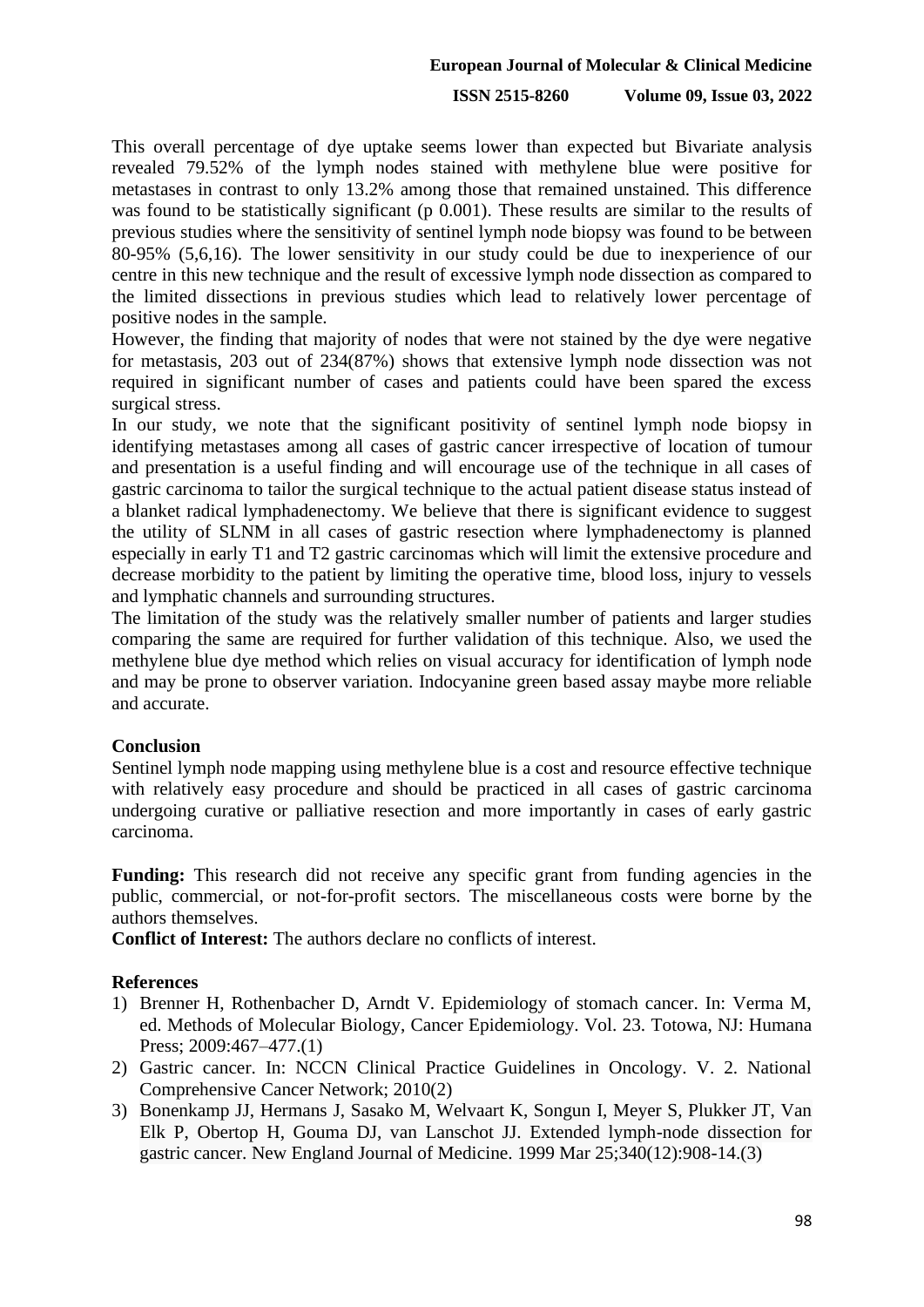This overall percentage of dye uptake seems lower than expected but Bivariate analysis revealed 79.52% of the lymph nodes stained with methylene blue were positive for metastases in contrast to only 13.2% among those that remained unstained. This difference was found to be statistically significant (p 0.001). These results are similar to the results of previous studies where the sensitivity of sentinel lymph node biopsy was found to be between 80-95% (5,6,16). The lower sensitivity in our study could be due to inexperience of our centre in this new technique and the result of excessive lymph node dissection as compared to the limited dissections in previous studies which lead to relatively lower percentage of positive nodes in the sample.

However, the finding that majority of nodes that were not stained by the dye were negative for metastasis, 203 out of 234(87%) shows that extensive lymph node dissection was not required in significant number of cases and patients could have been spared the excess surgical stress.

In our study, we note that the significant positivity of sentinel lymph node biopsy in identifying metastases among all cases of gastric cancer irrespective of location of tumour and presentation is a useful finding and will encourage use of the technique in all cases of gastric carcinoma to tailor the surgical technique to the actual patient disease status instead of a blanket radical lymphadenectomy. We believe that there is significant evidence to suggest the utility of SLNM in all cases of gastric resection where lymphadenectomy is planned especially in early T1 and T2 gastric carcinomas which will limit the extensive procedure and decrease morbidity to the patient by limiting the operative time, blood loss, injury to vessels and lymphatic channels and surrounding structures.

The limitation of the study was the relatively smaller number of patients and larger studies comparing the same are required for further validation of this technique. Also, we used the methylene blue dye method which relies on visual accuracy for identification of lymph node and may be prone to observer variation. Indocyanine green based assay maybe more reliable and accurate.

## Conclusion

Sentinel lymph node mapping using methylene blue is a cost and resource effective technique with relatively easy procedure and should be practiced in all cases of gastric carcinoma undergoing curative or palliative resection and more importantly in cases of early gastric carcinoma.

**Funding:** This research did not receive any specific grant from funding agencies in the public, commercial, or not-for-profit sectors. The miscellaneous costs were borne by the authors themselves.

**Conflict of Interest:** The authors declare no conflicts of interest.

## References

1) Brenner H, Rothenbacher D, Arndt V. Epidemiology of stomach cancer. In: Verma M, ed. Methods of Molecular Biology, Cancer Epidemiology. Vol. 23. Totowa, NJ: Humana Press; 2009:467–477.(1)
2) Gastric cancer. In: NCCN Clinical Practice Guidelines in Oncology. V. 2. National Comprehensive Cancer Network; 2010(2)
3) Bonenkamp JJ, Hermans J, Sasako M, Welvaart K, Songun I, Meyer S, Plukker JT, Van Elk P, Obertop H, Gouma DJ, van Lanschot JJ. Extended lymph-node dissection for gastric cancer. New England Journal of Medicine. 1999 Mar 25;340(12):908-14.(3)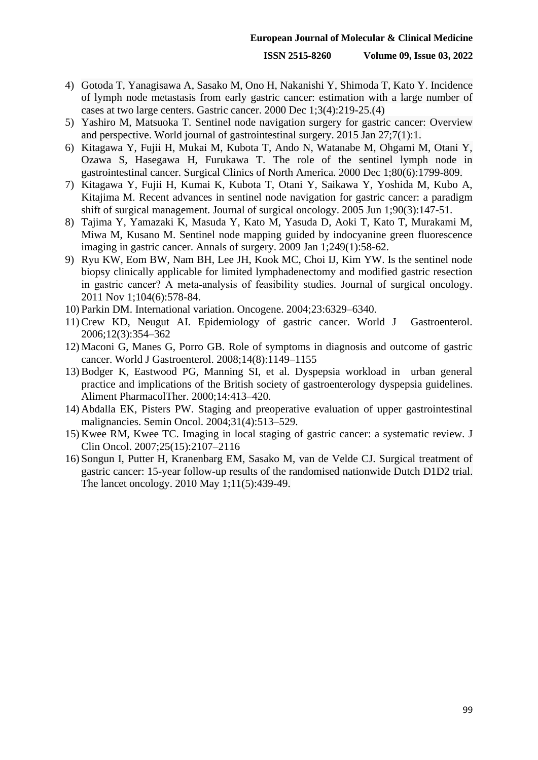4) Gotoda T, Yanagisawa A, Sasako M, Ono H, Nakanishi Y, Shimoda T, Kato Y. Incidence of lymph node metastasis from early gastric cancer: estimation with a large number of cases at two large centers. Gastric cancer. 2000 Dec 1;3(4):219-25.(4)
5) Yashiro M, Matsuoka T. Sentinel node navigation surgery for gastric cancer: Overview and perspective. World journal of gastrointestinal surgery. 2015 Jan 27;7(1):1.
6) Kitagawa Y, Fujii H, Mukai M, Kubota T, Ando N, Watanabe M, Ohgami M, Otani Y, Ozawa S, Hasegawa H, Furukawa T. The role of the sentinel lymph node in gastrointestinal cancer. Surgical Clinics of North America. 2000 Dec 1;80(6):1799-809.
7) Kitagawa Y, Fujii H, Kumai K, Kubota T, Otani Y, Saikawa Y, Yoshida M, Kubo A, Kitajima M. Recent advances in sentinel node navigation for gastric cancer: a paradigm shift of surgical management. Journal of surgical oncology. 2005 Jun 1;90(3):147-51.
8) Tajima Y, Yamazaki K, Masuda Y, Kato M, Yasuda D, Aoki T, Kato T, Murakami M, Miwa M, Kusano M. Sentinel node mapping guided by indocyanine green fluorescence imaging in gastric cancer. Annals of surgery. 2009 Jan 1;249(1):58-62.
9) Ryu KW, Eom BW, Nam BH, Lee JH, Kook MC, Choi IJ, Kim YW. Is the sentinel node biopsy clinically applicable for limited lymphadenectomy and modified gastric resection in gastric cancer? A meta-analysis of feasibility studies. Journal of surgical oncology. 2011 Nov 1;104(6):578-84.
10) Parkin DM. International variation. Oncogene. 2004;23:6329–6340.
11) Crew KD, Neugut AI. Epidemiology of gastric cancer. World J Gastroenterol. 2006;12(3):354–362
12) Maconi G, Manes G, Porro GB. Role of symptoms in diagnosis and outcome of gastric cancer. World J Gastroenterol. 2008;14(8):1149–1155
13) Bodger K, Eastwood PG, Manning SI, et al. Dyspepsia workload in urban general practice and implications of the British society of gastroenterology dyspepsia guidelines. Aliment PharmacolTher. 2000;14:413–420.
14) Abdalla EK, Pisters PW. Staging and preoperative evaluation of upper gastrointestinal malignancies. Semin Oncol. 2004;31(4):513–529.
15) Kwee RM, Kwee TC. Imaging in local staging of gastric cancer: a systematic review. J Clin Oncol. 2007;25(15):2107–2116
16) Songun I, Putter H, Kranenbarg EM, Sasako M, van de Velde CJ. Surgical treatment of gastric cancer: 15-year follow-up results of the randomised nationwide Dutch D1D2 trial. The lancet oncology. 2010 May 1;11(5):439-49.